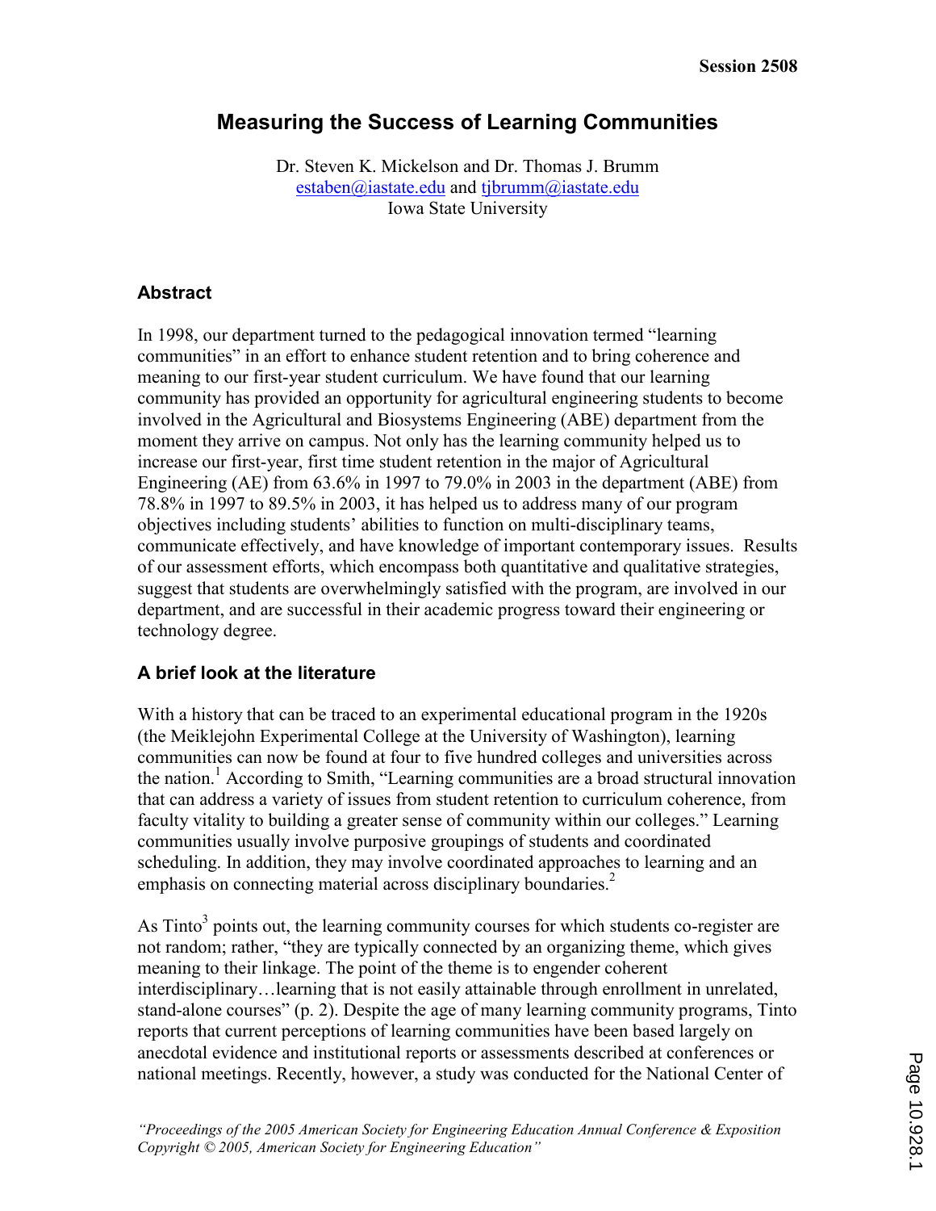# Measuring the Success of Learning Communities

Dr. Steven K. Mickelson and Dr. Thomas J. Brumm
estaben@iastate.edu and tjbrumm@iastate.edu
Iowa State University

## Abstract

In 1998, our department turned to the pedagogical innovation termed "learning communities" in an effort to enhance student retention and to bring coherence and meaning to our first-year student curriculum. We have found that our learning community has provided an opportunity for agricultural engineering students to become involved in the Agricultural and Biosystems Engineering (ABE) department from the moment they arrive on campus. Not only has the learning community helped us to increase our first-year, first time student retention in the major of Agricultural Engineering (AE) from 63.6% in 1997 to 79.0% in 2003 in the department (ABE) from 78.8% in 1997 to 89.5% in 2003, it has helped us to address many of our program objectives including students' abilities to function on multi-disciplinary teams, communicate effectively, and have knowledge of important contemporary issues. Results of our assessment efforts, which encompass both quantitative and qualitative strategies, suggest that students are overwhelmingly satisfied with the program, are involved in our department, and are successful in their academic progress toward their engineering or technology degree.

## A brief look at the literature

With a history that can be traced to an experimental educational program in the 1920s (the Meiklejohn Experimental College at the University of Washington), learning communities can now be found at four to five hundred colleges and universities across the nation.[1] According to Smith, "Learning communities are a broad structural innovation that can address a variety of issues from student retention to curriculum coherence, from faculty vitality to building a greater sense of community within our colleges." Learning communities usually involve purposive groupings of students and coordinated scheduling. In addition, they may involve coordinated approaches to learning and an emphasis on connecting material across disciplinary boundaries.[2]

As Tinto[3] points out, the learning community courses for which students co-register are not random; rather, "they are typically connected by an organizing theme, which gives meaning to their linkage. The point of the theme is to engender coherent interdisciplinary…learning that is not easily attainable through enrollment in unrelated, stand-alone courses" (p. 2). Despite the age of many learning community programs, Tinto reports that current perceptions of learning communities have been based largely on anecdotal evidence and institutional reports or assessments described at conferences or national meetings. Recently, however, a study was conducted for the National Center of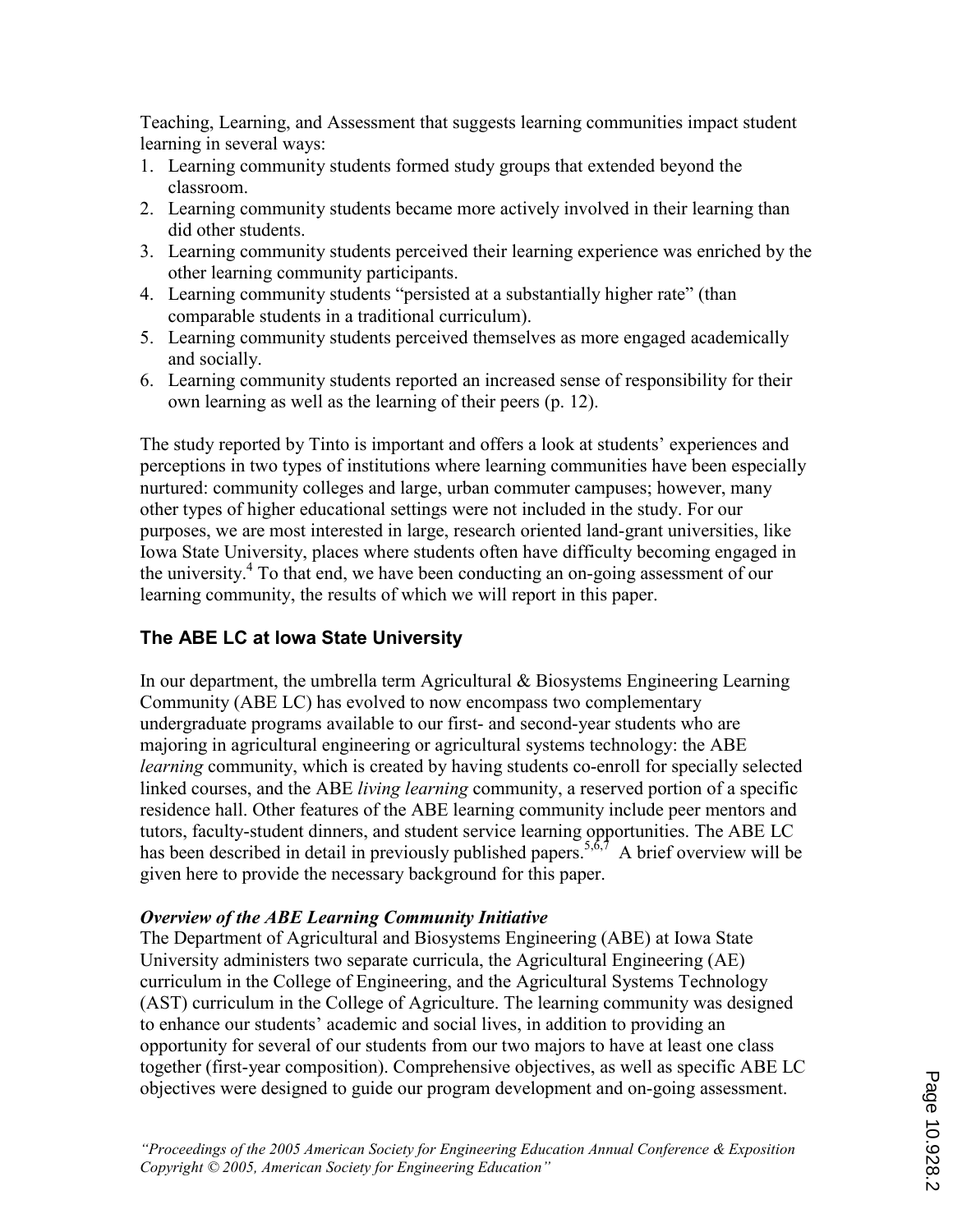Teaching, Learning, and Assessment that suggests learning communities impact student learning in several ways:

1. Learning community students formed study groups that extended beyond the classroom.
2. Learning community students became more actively involved in their learning than did other students.
3. Learning community students perceived their learning experience was enriched by the other learning community participants.
4. Learning community students "persisted at a substantially higher rate" (than comparable students in a traditional curriculum).
5. Learning community students perceived themselves as more engaged academically and socially.
6. Learning community students reported an increased sense of responsibility for their own learning as well as the learning of their peers (p. 12).

The study reported by Tinto is important and offers a look at students' experiences and perceptions in two types of institutions where learning communities have been especially nurtured: community colleges and large, urban commuter campuses; however, many other types of higher educational settings were not included in the study. For our purposes, we are most interested in large, research oriented land-grant universities, like Iowa State University, places where students often have difficulty becoming engaged in the university.[4] To that end, we have been conducting an on-going assessment of our learning community, the results of which we will report in this paper.

## The ABE LC at Iowa State University

In our department, the umbrella term Agricultural & Biosystems Engineering Learning Community (ABE LC) has evolved to now encompass two complementary undergraduate programs available to our first- and second-year students who are majoring in agricultural engineering or agricultural systems technology: the ABE *learning* community, which is created by having students co-enroll for specially selected linked courses, and the ABE *living learning* community, a reserved portion of a specific residence hall. Other features of the ABE learning community include peer mentors and tutors, faculty-student dinners, and student service learning opportunities. The ABE LC has been described in detail in previously published papers.[5,6,7] A brief overview will be given here to provide the necessary background for this paper.

### *Overview of the ABE Learning Community Initiative*

The Department of Agricultural and Biosystems Engineering (ABE) at Iowa State University administers two separate curricula, the Agricultural Engineering (AE) curriculum in the College of Engineering, and the Agricultural Systems Technology (AST) curriculum in the College of Agriculture. The learning community was designed to enhance our students' academic and social lives, in addition to providing an opportunity for several of our students from our two majors to have at least one class together (first-year composition). Comprehensive objectives, as well as specific ABE LC objectives were designed to guide our program development and on-going assessment.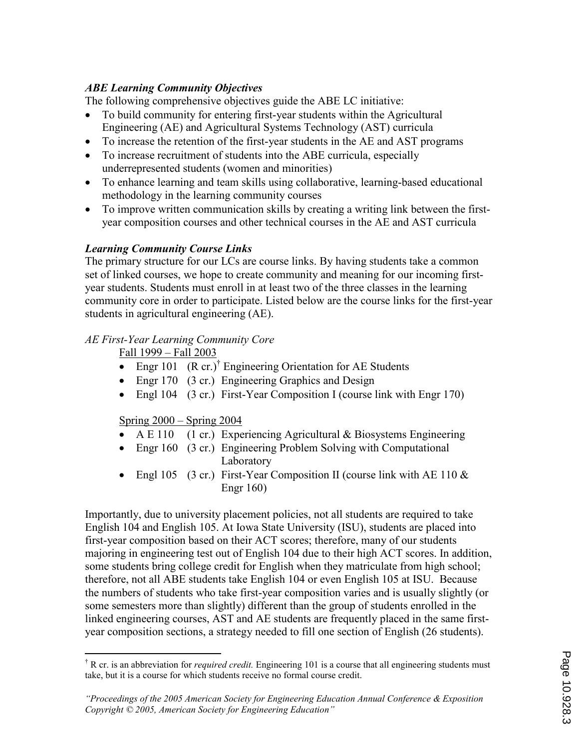### *ABE Learning Community Objectives*

The following comprehensive objectives guide the ABE LC initiative:

- To build community for entering first-year students within the Agricultural Engineering (AE) and Agricultural Systems Technology (AST) curricula
- To increase the retention of the first-year students in the AE and AST programs
- To increase recruitment of students into the ABE curricula, especially underrepresented students (women and minorities)
- To enhance learning and team skills using collaborative, learning-based educational methodology in the learning community courses
- To improve written communication skills by creating a writing link between the first-year composition courses and other technical courses in the AE and AST curricula

### *Learning Community Course Links*

The primary structure for our LCs are course links. By having students take a common set of linked courses, we hope to create community and meaning for our incoming first-year students. Students must enroll in at least two of the three classes in the learning community core in order to participate. Listed below are the course links for the first-year students in agricultural engineering (AE).

*AE First-Year Learning Community Core*

Fall 1999 – Fall 2003

- Engr 101 (R cr.)[†] Engineering Orientation for AE Students
- Engr 170 (3 cr.) Engineering Graphics and Design
- Engl 104 (3 cr.) First-Year Composition I (course link with Engr 170)

Spring 2000 – Spring 2004

- A E 110 (1 cr.) Experiencing Agricultural & Biosystems Engineering
- Engr 160 (3 cr.) Engineering Problem Solving with Computational Laboratory
- Engl 105 (3 cr.) First-Year Composition II (course link with AE 110 & Engr 160)

Importantly, due to university placement policies, not all students are required to take English 104 and English 105. At Iowa State University (ISU), students are placed into first-year composition based on their ACT scores; therefore, many of our students majoring in engineering test out of English 104 due to their high ACT scores. In addition, some students bring college credit for English when they matriculate from high school; therefore, not all ABE students take English 104 or even English 105 at ISU. Because the numbers of students who take first-year composition varies and is usually slightly (or some semesters more than slightly) different than the group of students enrolled in the linked engineering courses, AST and AE students are frequently placed in the same first-year composition sections, a strategy needed to fill one section of English (26 students).

[†] R cr. is an abbreviation for *required credit.* Engineering 101 is a course that all engineering students must take, but it is a course for which students receive no formal course credit.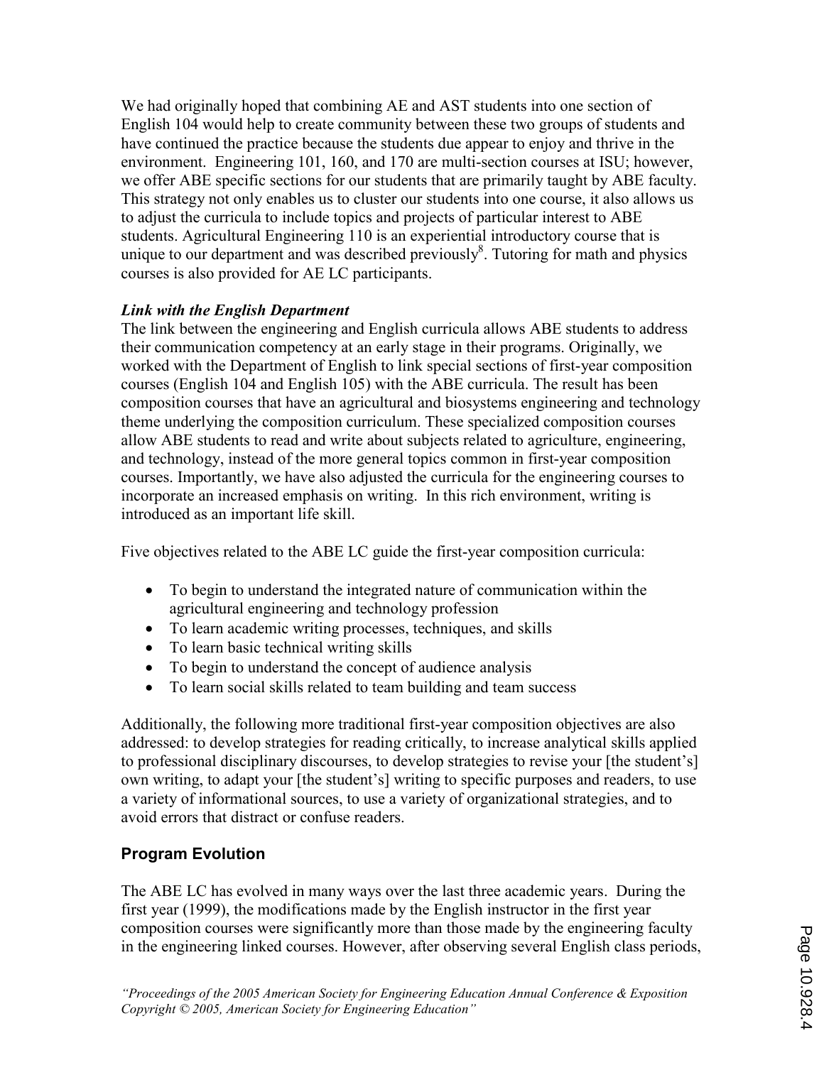We had originally hoped that combining AE and AST students into one section of English 104 would help to create community between these two groups of students and have continued the practice because the students due appear to enjoy and thrive in the environment. Engineering 101, 160, and 170 are multi-section courses at ISU; however, we offer ABE specific sections for our students that are primarily taught by ABE faculty. This strategy not only enables us to cluster our students into one course, it also allows us to adjust the curricula to include topics and projects of particular interest to ABE students. Agricultural Engineering 110 is an experiential introductory course that is unique to our department and was described previously[8]. Tutoring for math and physics courses is also provided for AE LC participants.

***Link with the English Department***

The link between the engineering and English curricula allows ABE students to address their communication competency at an early stage in their programs. Originally, we worked with the Department of English to link special sections of first-year composition courses (English 104 and English 105) with the ABE curricula. The result has been composition courses that have an agricultural and biosystems engineering and technology theme underlying the composition curriculum. These specialized composition courses allow ABE students to read and write about subjects related to agriculture, engineering, and technology, instead of the more general topics common in first-year composition courses. Importantly, we have also adjusted the curricula for the engineering courses to incorporate an increased emphasis on writing. In this rich environment, writing is introduced as an important life skill.

Five objectives related to the ABE LC guide the first-year composition curricula:

- To begin to understand the integrated nature of communication within the agricultural engineering and technology profession
- To learn academic writing processes, techniques, and skills
- To learn basic technical writing skills
- To begin to understand the concept of audience analysis
- To learn social skills related to team building and team success

Additionally, the following more traditional first-year composition objectives are also addressed: to develop strategies for reading critically, to increase analytical skills applied to professional disciplinary discourses, to develop strategies to revise your [the student's] own writing, to adapt your [the student's] writing to specific purposes and readers, to use a variety of informational sources, to use a variety of organizational strategies, and to avoid errors that distract or confuse readers.

## Program Evolution

The ABE LC has evolved in many ways over the last three academic years. During the first year (1999), the modifications made by the English instructor in the first year composition courses were significantly more than those made by the engineering faculty in the engineering linked courses. However, after observing several English class periods,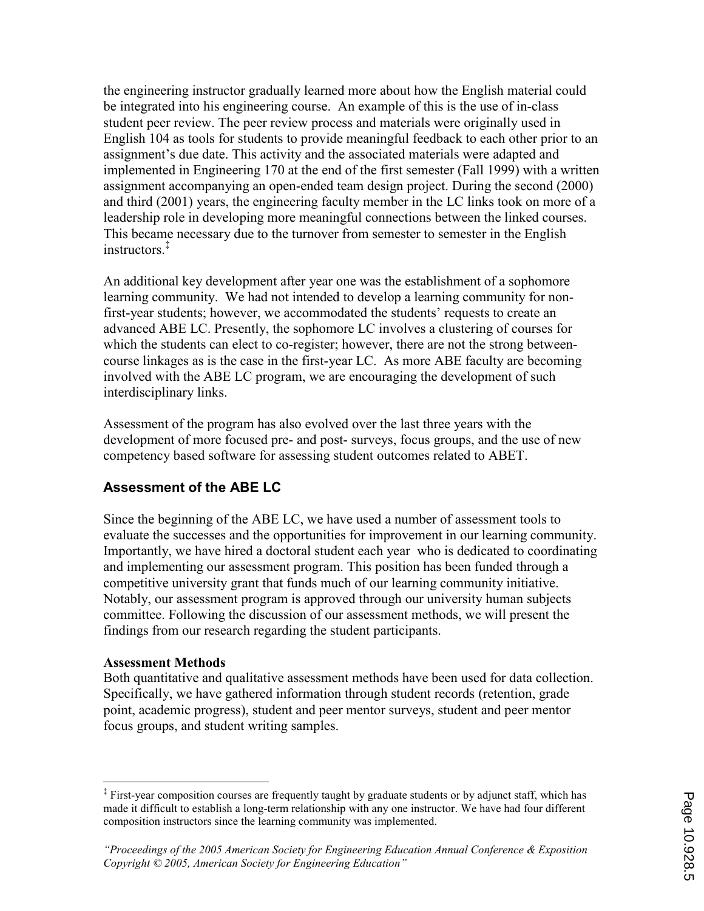the engineering instructor gradually learned more about how the English material could be integrated into his engineering course. An example of this is the use of in-class student peer review. The peer review process and materials were originally used in English 104 as tools for students to provide meaningful feedback to each other prior to an assignment's due date. This activity and the associated materials were adapted and implemented in Engineering 170 at the end of the first semester (Fall 1999) with a written assignment accompanying an open-ended team design project. During the second (2000) and third (2001) years, the engineering faculty member in the LC links took on more of a leadership role in developing more meaningful connections between the linked courses. This became necessary due to the turnover from semester to semester in the English instructors.[‡]

An additional key development after year one was the establishment of a sophomore learning community. We had not intended to develop a learning community for non-first-year students; however, we accommodated the students' requests to create an advanced ABE LC. Presently, the sophomore LC involves a clustering of courses for which the students can elect to co-register; however, there are not the strong between-course linkages as is the case in the first-year LC. As more ABE faculty are becoming involved with the ABE LC program, we are encouraging the development of such interdisciplinary links.

Assessment of the program has also evolved over the last three years with the development of more focused pre- and post- surveys, focus groups, and the use of new competency based software for assessing student outcomes related to ABET.

## Assessment of the ABE LC

Since the beginning of the ABE LC, we have used a number of assessment tools to evaluate the successes and the opportunities for improvement in our learning community. Importantly, we have hired a doctoral student each year who is dedicated to coordinating and implementing our assessment program. This position has been funded through a competitive university grant that funds much of our learning community initiative. Notably, our assessment program is approved through our university human subjects committee. Following the discussion of our assessment methods, we will present the findings from our research regarding the student participants.

### Assessment Methods

Both quantitative and qualitative assessment methods have been used for data collection. Specifically, we have gathered information through student records (retention, grade point, academic progress), student and peer mentor surveys, student and peer mentor focus groups, and student writing samples.

---

[‡] First-year composition courses are frequently taught by graduate students or by adjunct staff, which has made it difficult to establish a long-term relationship with any one instructor. We have had four different composition instructors since the learning community was implemented.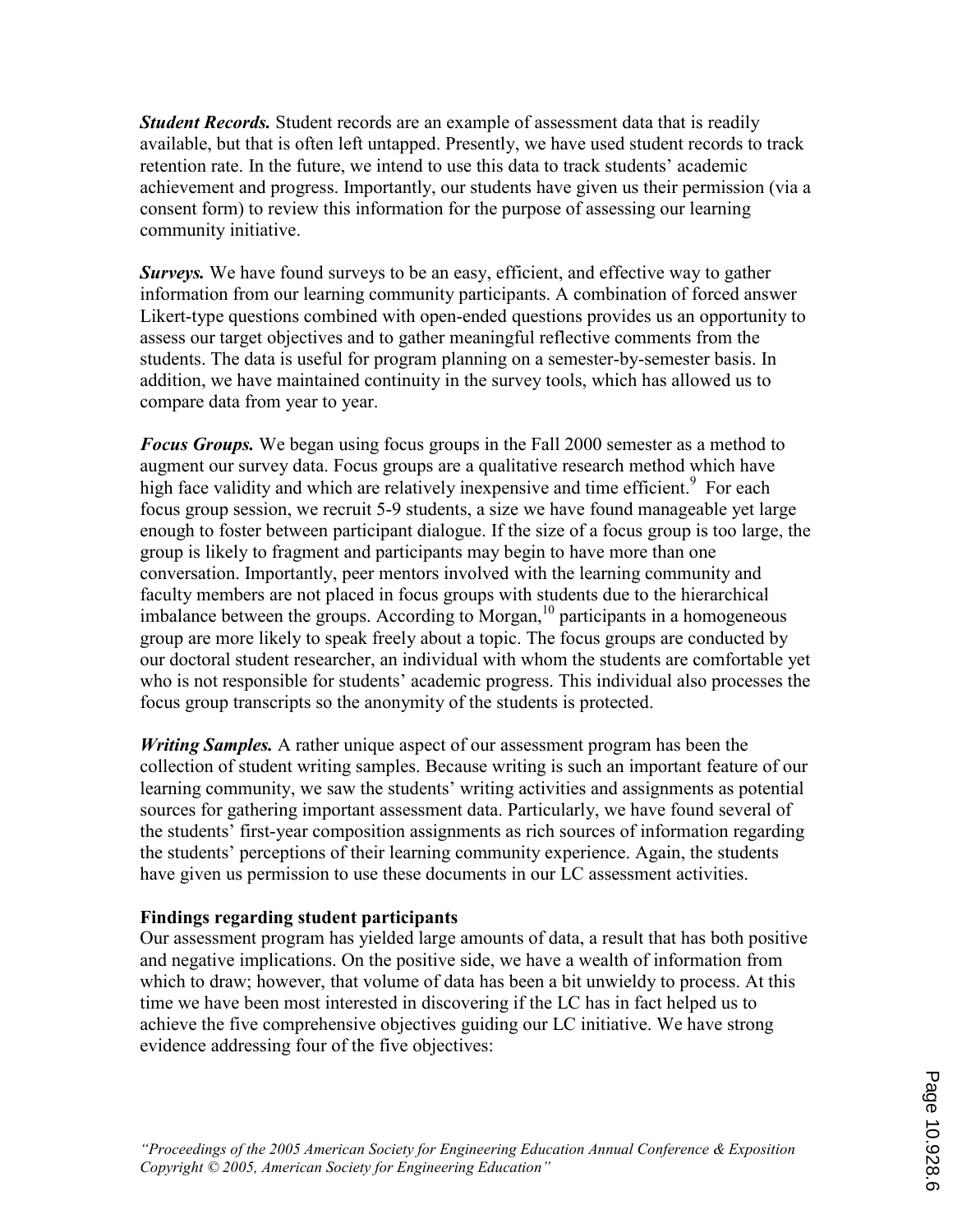***Student Records.*** Student records are an example of assessment data that is readily available, but that is often left untapped. Presently, we have used student records to track retention rate. In the future, we intend to use this data to track students' academic achievement and progress. Importantly, our students have given us their permission (via a consent form) to review this information for the purpose of assessing our learning community initiative.

***Surveys.*** We have found surveys to be an easy, efficient, and effective way to gather information from our learning community participants. A combination of forced answer Likert-type questions combined with open-ended questions provides us an opportunity to assess our target objectives and to gather meaningful reflective comments from the students. The data is useful for program planning on a semester-by-semester basis. In addition, we have maintained continuity in the survey tools, which has allowed us to compare data from year to year.

***Focus Groups.*** We began using focus groups in the Fall 2000 semester as a method to augment our survey data. Focus groups are a qualitative research method which have high face validity and which are relatively inexpensive and time efficient.[9] For each focus group session, we recruit 5-9 students, a size we have found manageable yet large enough to foster between participant dialogue. If the size of a focus group is too large, the group is likely to fragment and participants may begin to have more than one conversation. Importantly, peer mentors involved with the learning community and faculty members are not placed in focus groups with students due to the hierarchical imbalance between the groups. According to Morgan,[10] participants in a homogeneous group are more likely to speak freely about a topic. The focus groups are conducted by our doctoral student researcher, an individual with whom the students are comfortable yet who is not responsible for students' academic progress. This individual also processes the focus group transcripts so the anonymity of the students is protected.

***Writing Samples.*** A rather unique aspect of our assessment program has been the collection of student writing samples. Because writing is such an important feature of our learning community, we saw the students' writing activities and assignments as potential sources for gathering important assessment data. Particularly, we have found several of the students' first-year composition assignments as rich sources of information regarding the students' perceptions of their learning community experience. Again, the students have given us permission to use these documents in our LC assessment activities.

**Findings regarding student participants**

Our assessment program has yielded large amounts of data, a result that has both positive and negative implications. On the positive side, we have a wealth of information from which to draw; however, that volume of data has been a bit unwieldy to process. At this time we have been most interested in discovering if the LC has in fact helped us to achieve the five comprehensive objectives guiding our LC initiative. We have strong evidence addressing four of the five objectives: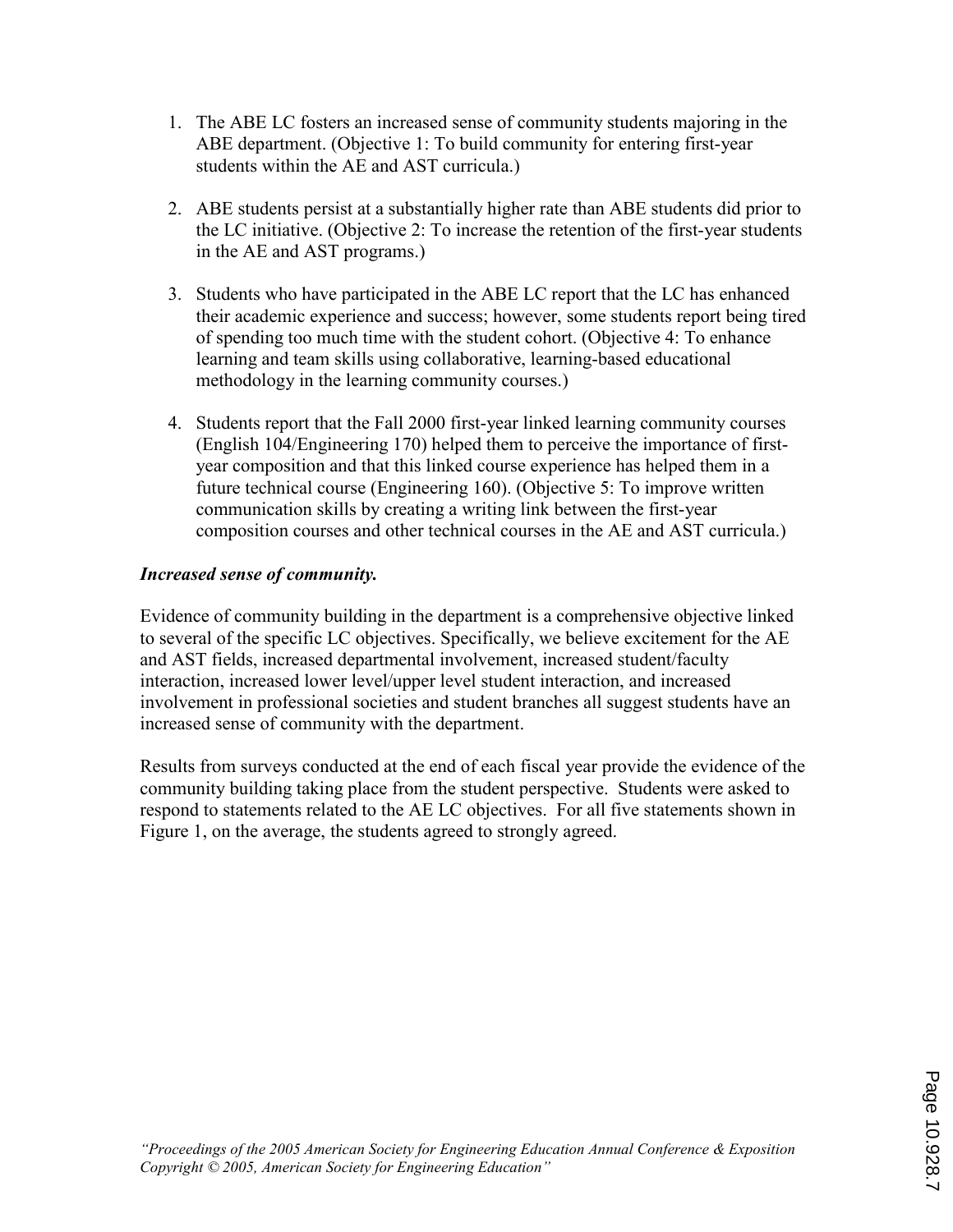1. The ABE LC fosters an increased sense of community students majoring in the ABE department. (Objective 1: To build community for entering first-year students within the AE and AST curricula.)

2. ABE students persist at a substantially higher rate than ABE students did prior to the LC initiative. (Objective 2: To increase the retention of the first-year students in the AE and AST programs.)

3. Students who have participated in the ABE LC report that the LC has enhanced their academic experience and success; however, some students report being tired of spending too much time with the student cohort. (Objective 4: To enhance learning and team skills using collaborative, learning-based educational methodology in the learning community courses.)

4. Students report that the Fall 2000 first-year linked learning community courses (English 104/Engineering 170) helped them to perceive the importance of first-year composition and that this linked course experience has helped them in a future technical course (Engineering 160). (Objective 5: To improve written communication skills by creating a writing link between the first-year composition courses and other technical courses in the AE and AST curricula.)

***Increased sense of community.***

Evidence of community building in the department is a comprehensive objective linked to several of the specific LC objectives. Specifically, we believe excitement for the AE and AST fields, increased departmental involvement, increased student/faculty interaction, increased lower level/upper level student interaction, and increased involvement in professional societies and student branches all suggest students have an increased sense of community with the department.

Results from surveys conducted at the end of each fiscal year provide the evidence of the community building taking place from the student perspective. Students were asked to respond to statements related to the AE LC objectives. For all five statements shown in Figure 1, on the average, the students agreed to strongly agreed.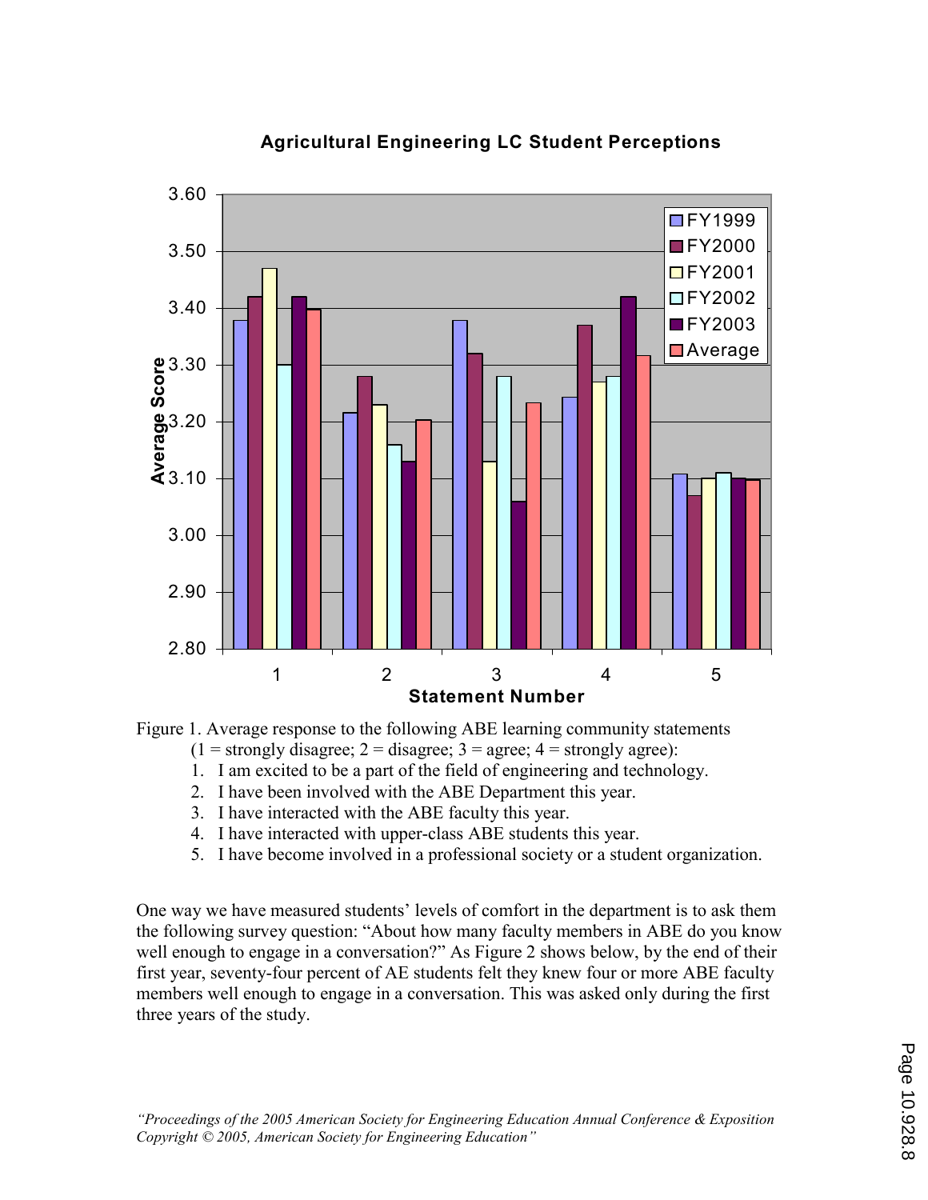Figure 1. Average response to the following ABE learning community statements (1 = strongly disagree; 2 = disagree; 3 = agree; 4 = strongly agree):

1. I am excited to be a part of the field of engineering and technology.
2. I have been involved with the ABE Department this year.
3. I have interacted with the ABE faculty this year.
4. I have interacted with upper-class ABE students this year.
5. I have become involved in a professional society or a student organization.

One way we have measured students' levels of comfort in the department is to ask them the following survey question: "About how many faculty members in ABE do you know well enough to engage in a conversation?" As Figure 2 shows below, by the end of their first year, seventy-four percent of AE students felt they knew four or more ABE faculty members well enough to engage in a conversation. This was asked only during the first three years of the study.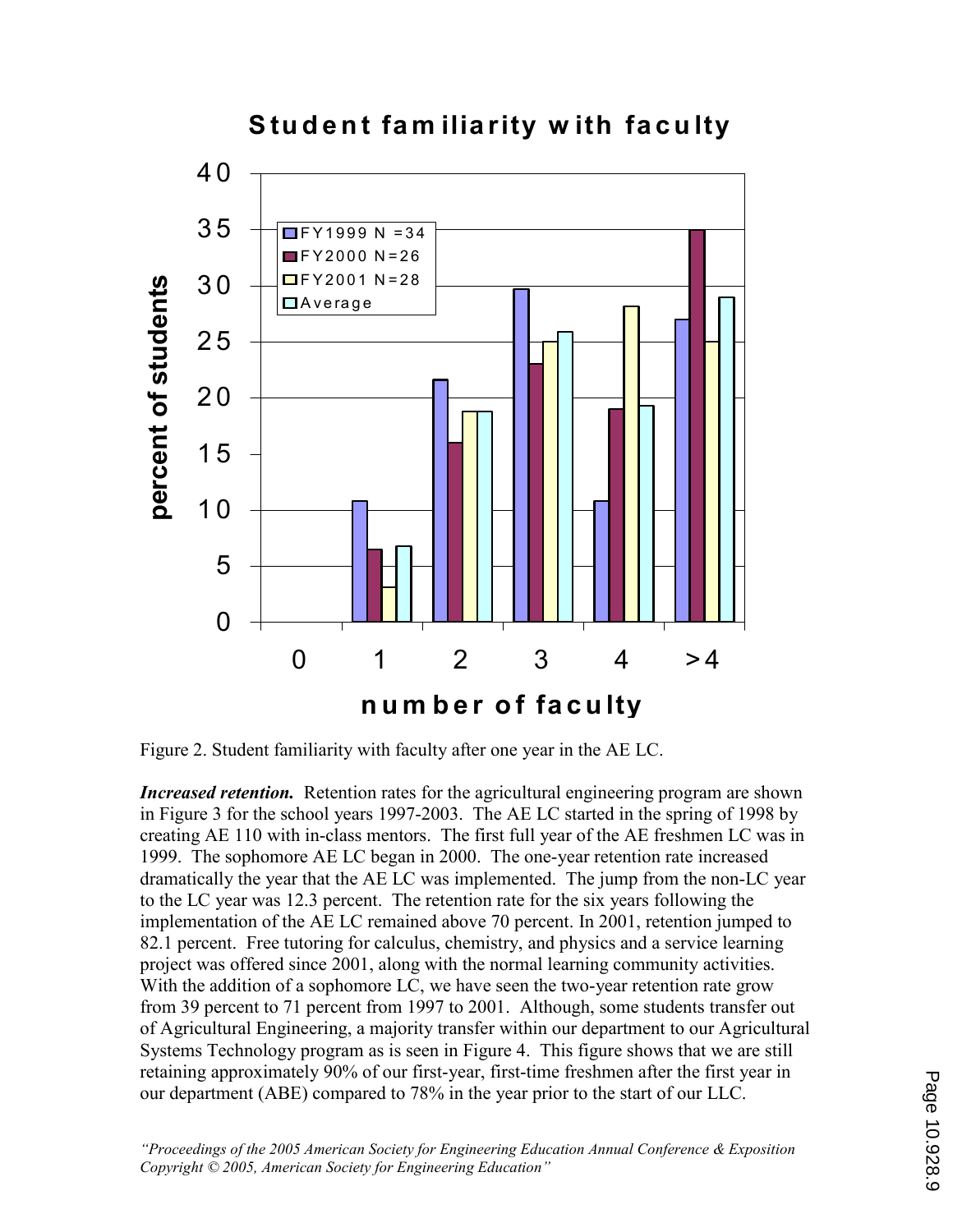Figure 2. Student familiarity with faculty after one year in the AE LC.

***Increased retention.*** Retention rates for the agricultural engineering program are shown in Figure 3 for the school years 1997-2003. The AE LC started in the spring of 1998 by creating AE 110 with in-class mentors. The first full year of the AE freshmen LC was in 1999. The sophomore AE LC began in 2000. The one-year retention rate increased dramatically the year that the AE LC was implemented. The jump from the non-LC year to the LC year was 12.3 percent. The retention rate for the six years following the implementation of the AE LC remained above 70 percent. In 2001, retention jumped to 82.1 percent. Free tutoring for calculus, chemistry, and physics and a service learning project was offered since 2001, along with the normal learning community activities. With the addition of a sophomore LC, we have seen the two-year retention rate grow from 39 percent to 71 percent from 1997 to 2001. Although, some students transfer out of Agricultural Engineering, a majority transfer within our department to our Agricultural Systems Technology program as is seen in Figure 4. This figure shows that we are still retaining approximately 90% of our first-year, first-time freshmen after the first year in our department (ABE) compared to 78% in the year prior to the start of our LLC.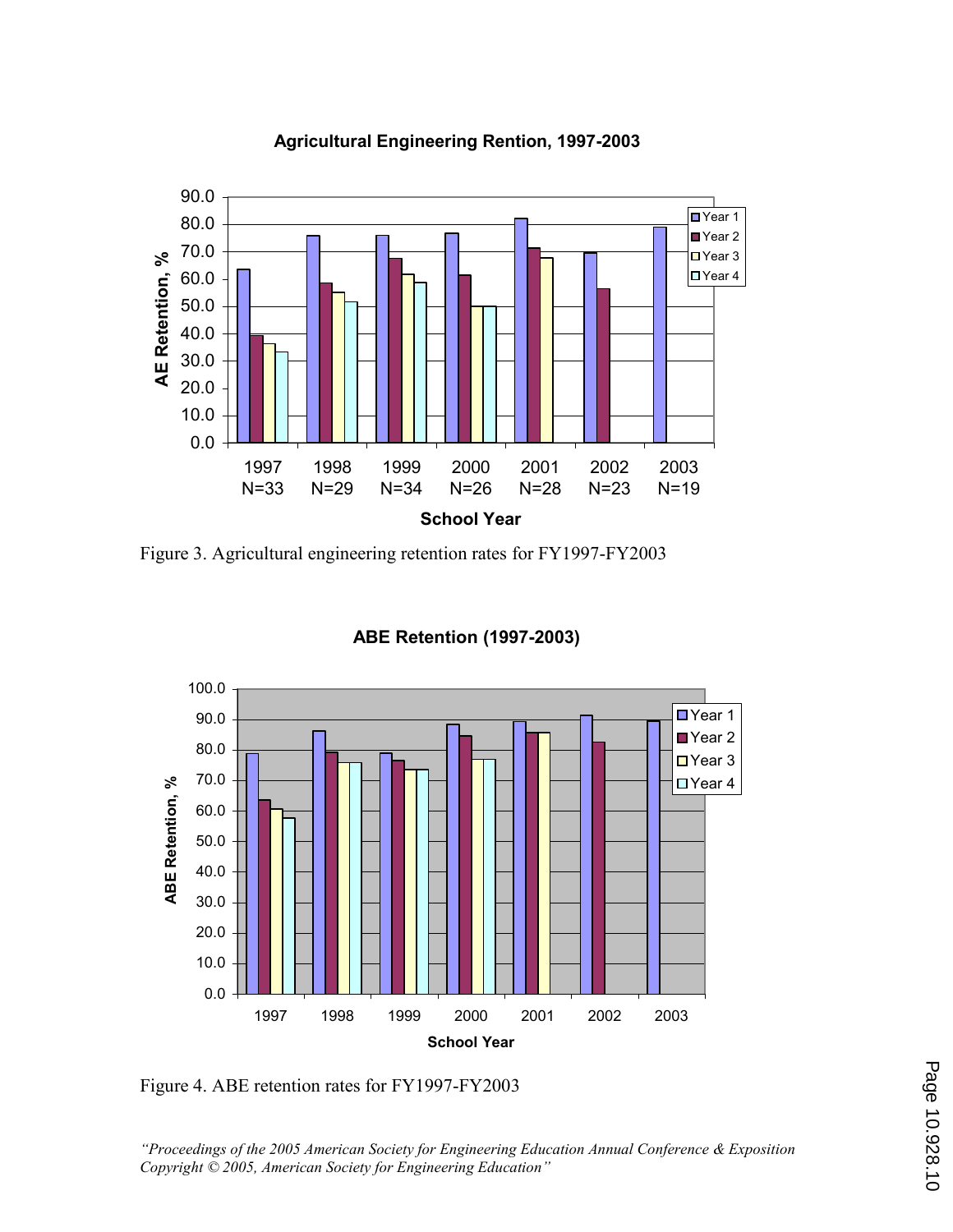Figure 3. Agricultural engineering retention rates for FY1997-FY2003

Figure 4. ABE retention rates for FY1997-FY2003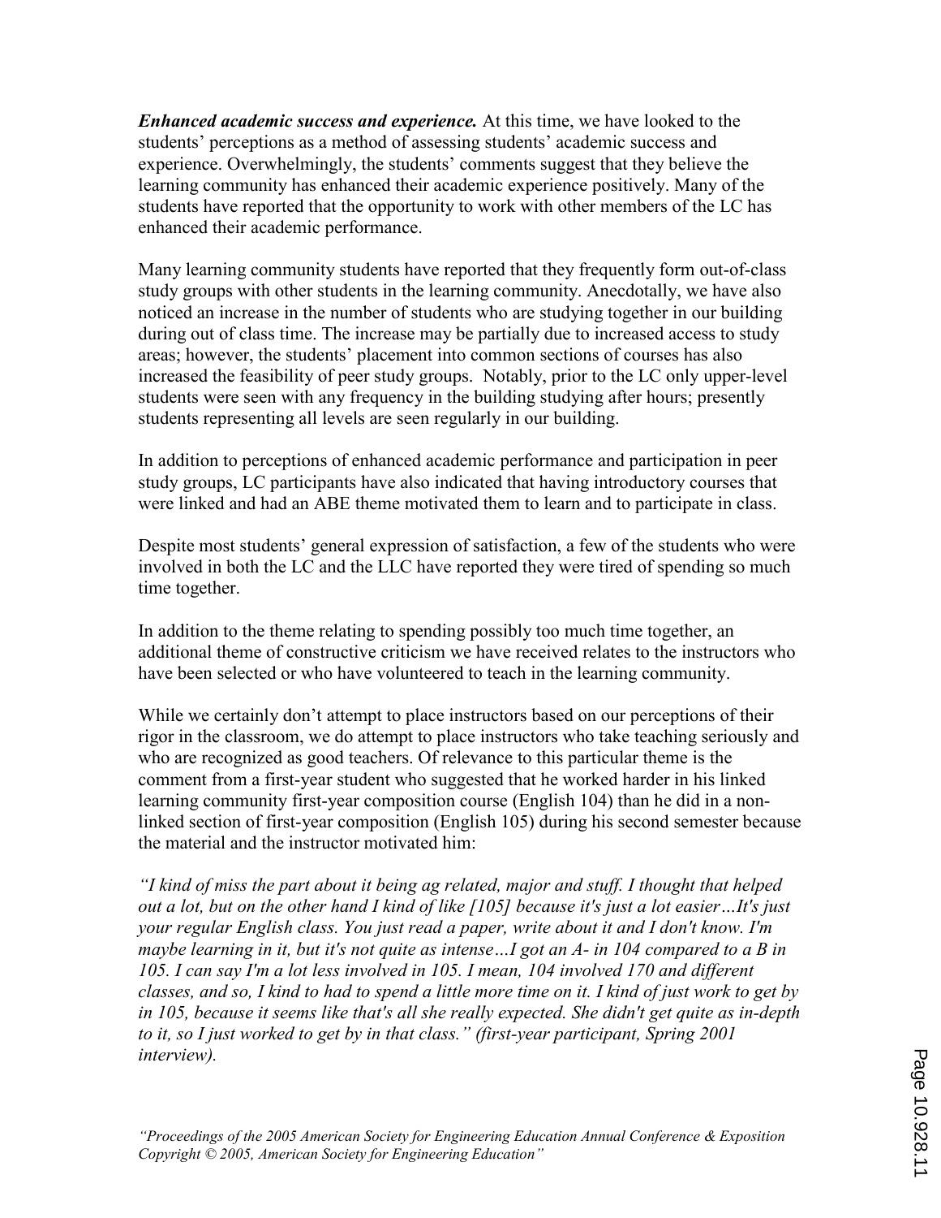***Enhanced academic success and experience.*** At this time, we have looked to the students' perceptions as a method of assessing students' academic success and experience. Overwhelmingly, the students' comments suggest that they believe the learning community has enhanced their academic experience positively. Many of the students have reported that the opportunity to work with other members of the LC has enhanced their academic performance.

Many learning community students have reported that they frequently form out-of-class study groups with other students in the learning community. Anecdotally, we have also noticed an increase in the number of students who are studying together in our building during out of class time. The increase may be partially due to increased access to study areas; however, the students' placement into common sections of courses has also increased the feasibility of peer study groups. Notably, prior to the LC only upper-level students were seen with any frequency in the building studying after hours; presently students representing all levels are seen regularly in our building.

In addition to perceptions of enhanced academic performance and participation in peer study groups, LC participants have also indicated that having introductory courses that were linked and had an ABE theme motivated them to learn and to participate in class.

Despite most students' general expression of satisfaction, a few of the students who were involved in both the LC and the LLC have reported they were tired of spending so much time together.

In addition to the theme relating to spending possibly too much time together, an additional theme of constructive criticism we have received relates to the instructors who have been selected or who have volunteered to teach in the learning community.

While we certainly don't attempt to place instructors based on our perceptions of their rigor in the classroom, we do attempt to place instructors who take teaching seriously and who are recognized as good teachers. Of relevance to this particular theme is the comment from a first-year student who suggested that he worked harder in his linked learning community first-year composition course (English 104) than he did in a non-linked section of first-year composition (English 105) during his second semester because the material and the instructor motivated him:

*"I kind of miss the part about it being ag related, major and stuff. I thought that helped out a lot, but on the other hand I kind of like [105] because it's just a lot easier…It's just your regular English class. You just read a paper, write about it and I don't know. I'm maybe learning in it, but it's not quite as intense…I got an A- in 104 compared to a B in 105. I can say I'm a lot less involved in 105. I mean, 104 involved 170 and different classes, and so, I kind to had to spend a little more time on it. I kind of just work to get by in 105, because it seems like that's all she really expected. She didn't get quite as in-depth to it, so I just worked to get by in that class." (first-year participant, Spring 2001 interview).*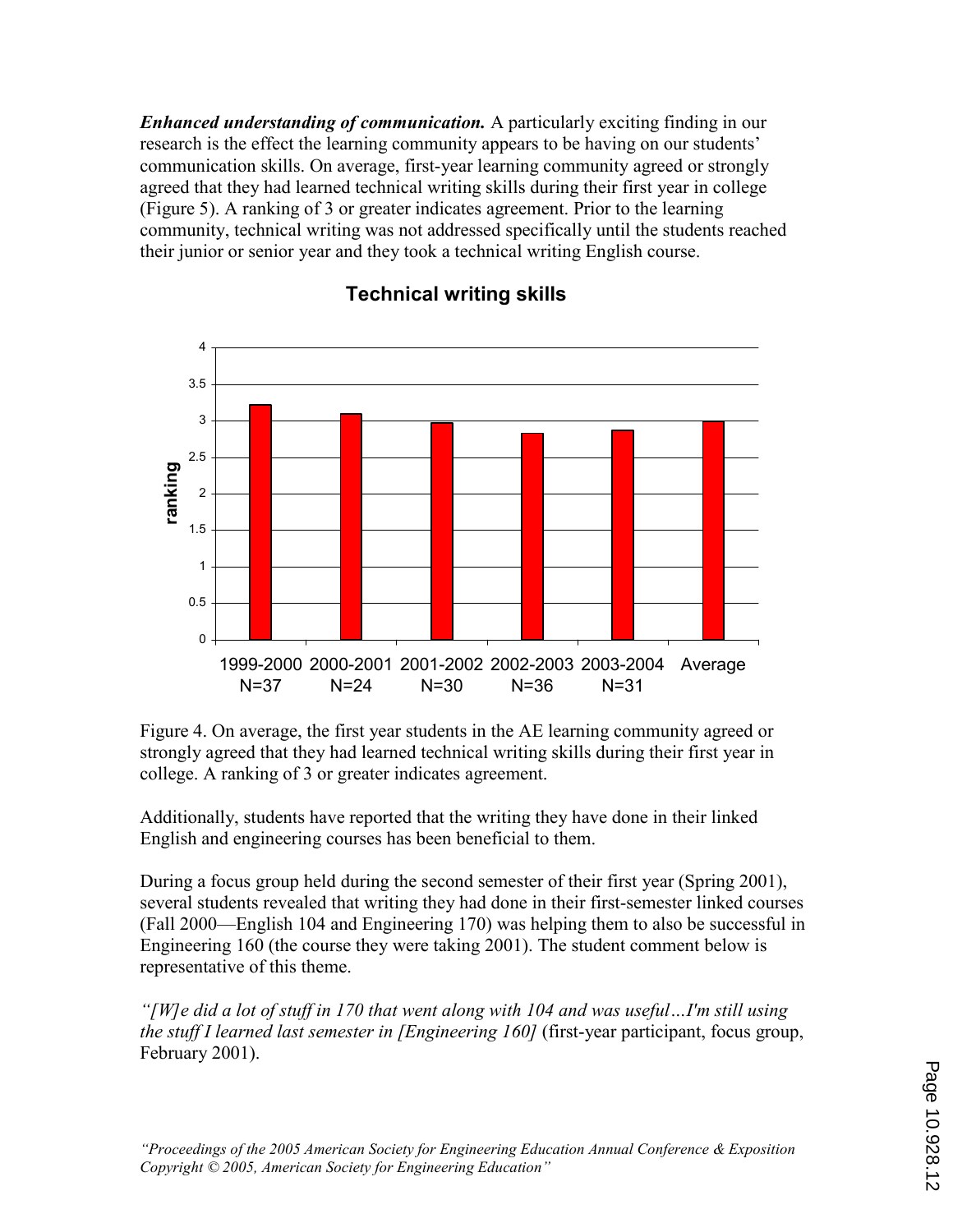***Enhanced understanding of communication.*** A particularly exciting finding in our research is the effect the learning community appears to be having on our students' communication skills. On average, first-year learning community agreed or strongly agreed that they had learned technical writing skills during their first year in college (Figure 5). A ranking of 3 or greater indicates agreement. Prior to the learning community, technical writing was not addressed specifically until the students reached their junior or senior year and they took a technical writing English course.

Figure 4. On average, the first year students in the AE learning community agreed or strongly agreed that they had learned technical writing skills during their first year in college. A ranking of 3 or greater indicates agreement.

Additionally, students have reported that the writing they have done in their linked English and engineering courses has been beneficial to them.

During a focus group held during the second semester of their first year (Spring 2001), several students revealed that writing they had done in their first-semester linked courses (Fall 2000—English 104 and Engineering 170) was helping them to also be successful in Engineering 160 (the course they were taking 2001). The student comment below is representative of this theme.

*"[W]e did a lot of stuff in 170 that went along with 104 and was useful…I'm still using the stuff I learned last semester in [Engineering 160]* (first-year participant, focus group, February 2001).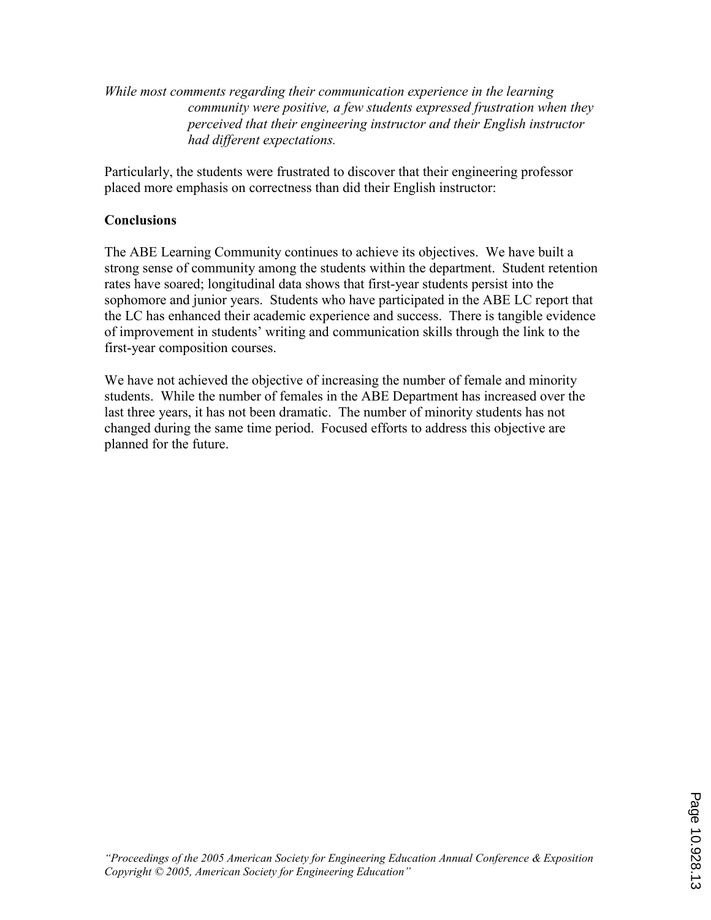*While most comments regarding their communication experience in the learning community were positive, a few students expressed frustration when they perceived that their engineering instructor and their English instructor had different expectations.*

Particularly, the students were frustrated to discover that their engineering professor placed more emphasis on correctness than did their English instructor:

**Conclusions**

The ABE Learning Community continues to achieve its objectives. We have built a strong sense of community among the students within the department. Student retention rates have soared; longitudinal data shows that first-year students persist into the sophomore and junior years. Students who have participated in the ABE LC report that the LC has enhanced their academic experience and success. There is tangible evidence of improvement in students' writing and communication skills through the link to the first-year composition courses.

We have not achieved the objective of increasing the number of female and minority students. While the number of females in the ABE Department has increased over the last three years, it has not been dramatic. The number of minority students has not changed during the same time period. Focused efforts to address this objective are planned for the future.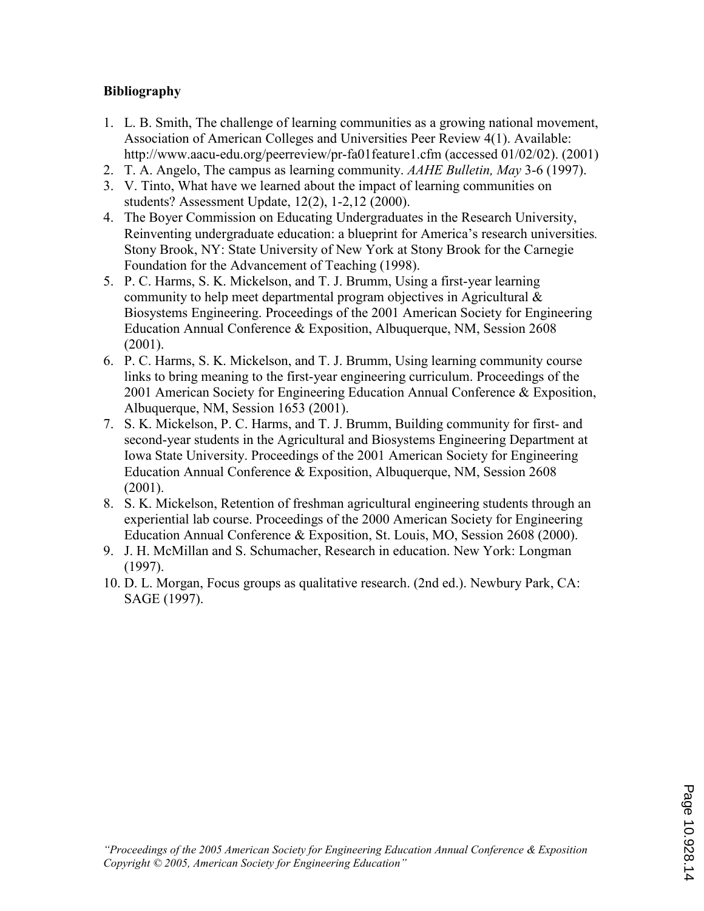**Bibliography**

1. L. B. Smith, The challenge of learning communities as a growing national movement, Association of American Colleges and Universities Peer Review 4(1). Available: http://www.aacu-edu.org/peerreview/pr-fa01feature1.cfm (accessed 01/02/02). (2001)
2. T. A. Angelo, The campus as learning community. *AAHE Bulletin, May* 3-6 (1997).
3. V. Tinto, What have we learned about the impact of learning communities on students? Assessment Update, 12(2), 1-2,12 (2000).
4. The Boyer Commission on Educating Undergraduates in the Research University, Reinventing undergraduate education: a blueprint for America's research universities. Stony Brook, NY: State University of New York at Stony Brook for the Carnegie Foundation for the Advancement of Teaching (1998).
5. P. C. Harms, S. K. Mickelson, and T. J. Brumm, Using a first-year learning community to help meet departmental program objectives in Agricultural & Biosystems Engineering. Proceedings of the 2001 American Society for Engineering Education Annual Conference & Exposition, Albuquerque, NM, Session 2608 (2001).
6. P. C. Harms, S. K. Mickelson, and T. J. Brumm, Using learning community course links to bring meaning to the first-year engineering curriculum. Proceedings of the 2001 American Society for Engineering Education Annual Conference & Exposition, Albuquerque, NM, Session 1653 (2001).
7. S. K. Mickelson, P. C. Harms, and T. J. Brumm, Building community for first- and second-year students in the Agricultural and Biosystems Engineering Department at Iowa State University. Proceedings of the 2001 American Society for Engineering Education Annual Conference & Exposition, Albuquerque, NM, Session 2608 (2001).
8. S. K. Mickelson, Retention of freshman agricultural engineering students through an experiential lab course. Proceedings of the 2000 American Society for Engineering Education Annual Conference & Exposition, St. Louis, MO, Session 2608 (2000).
9. J. H. McMillan and S. Schumacher, Research in education. New York: Longman (1997).
10. D. L. Morgan, Focus groups as qualitative research. (2nd ed.). Newbury Park, CA: SAGE (1997).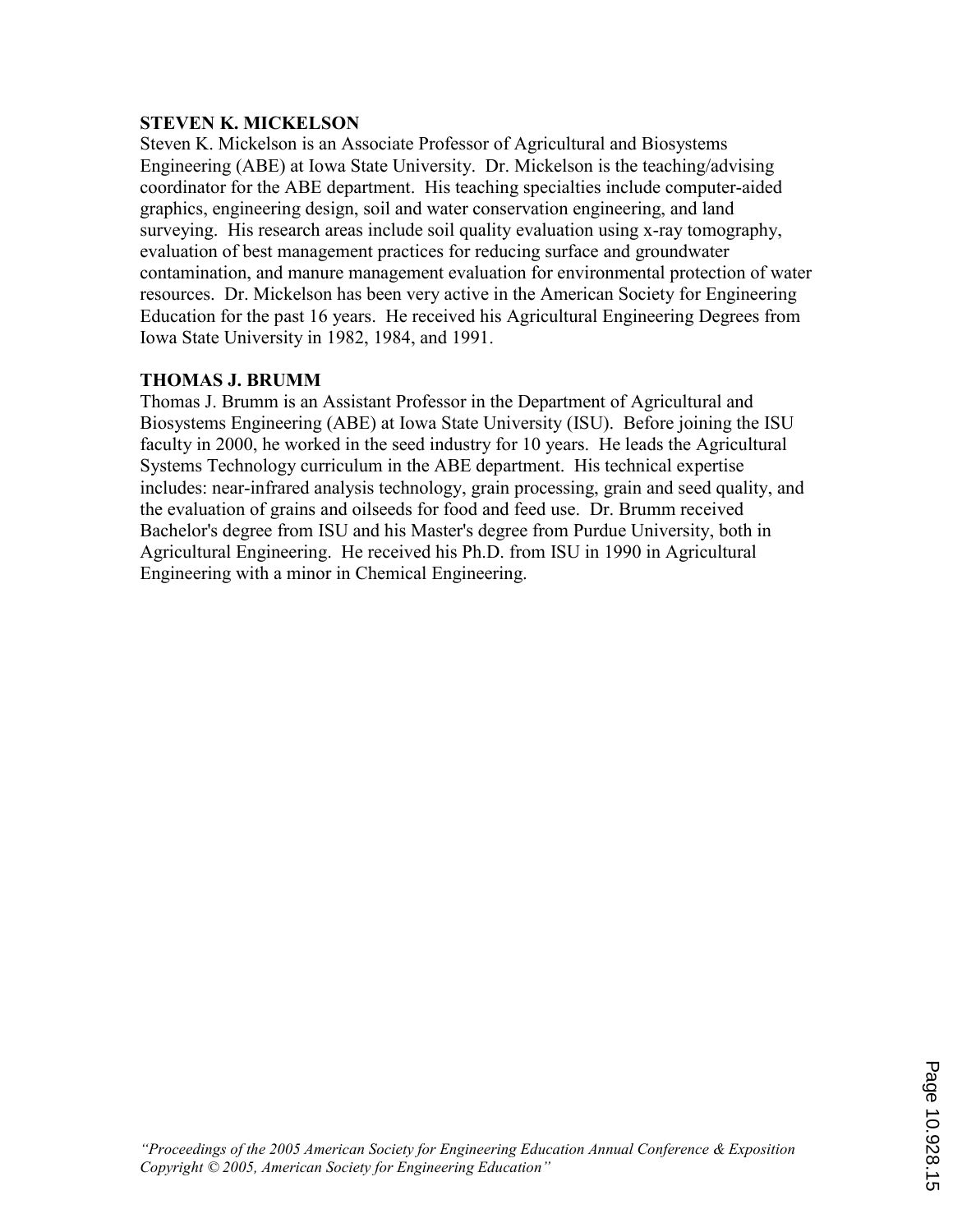**STEVEN K. MICKELSON**

Steven K. Mickelson is an Associate Professor of Agricultural and Biosystems Engineering (ABE) at Iowa State University. Dr. Mickelson is the teaching/advising coordinator for the ABE department. His teaching specialties include computer-aided graphics, engineering design, soil and water conservation engineering, and land surveying. His research areas include soil quality evaluation using x-ray tomography, evaluation of best management practices for reducing surface and groundwater contamination, and manure management evaluation for environmental protection of water resources. Dr. Mickelson has been very active in the American Society for Engineering Education for the past 16 years. He received his Agricultural Engineering Degrees from Iowa State University in 1982, 1984, and 1991.

**THOMAS J. BRUMM**

Thomas J. Brumm is an Assistant Professor in the Department of Agricultural and Biosystems Engineering (ABE) at Iowa State University (ISU). Before joining the ISU faculty in 2000, he worked in the seed industry for 10 years. He leads the Agricultural Systems Technology curriculum in the ABE department. His technical expertise includes: near-infrared analysis technology, grain processing, grain and seed quality, and the evaluation of grains and oilseeds for food and feed use. Dr. Brumm received Bachelor's degree from ISU and his Master's degree from Purdue University, both in Agricultural Engineering. He received his Ph.D. from ISU in 1990 in Agricultural Engineering with a minor in Chemical Engineering.